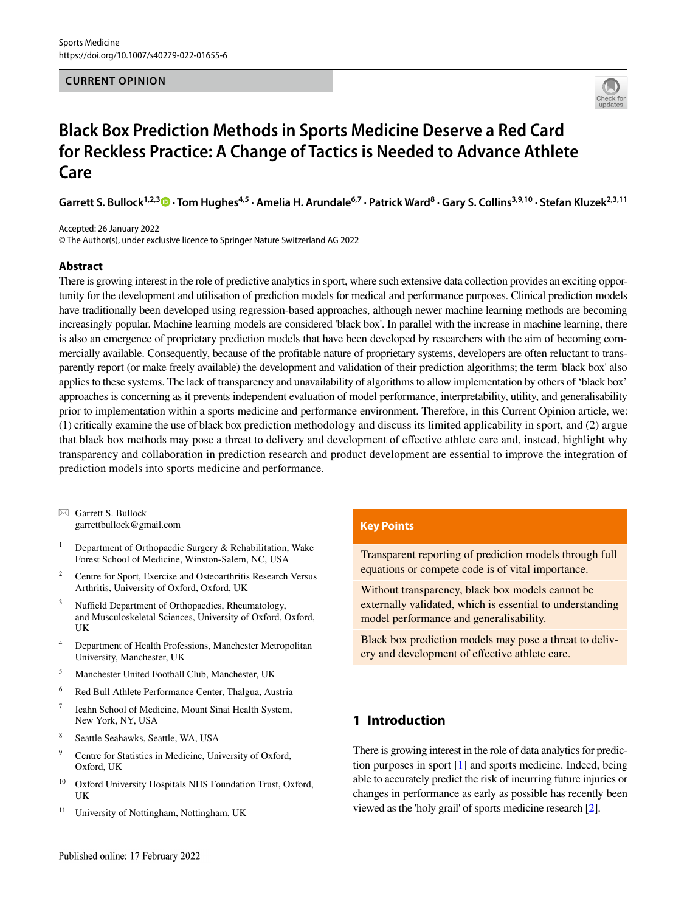CURRENT OPINION

# Black Box Prediction Methods in Sports Medicine Deserve a Red Card for Reckless Practice: A Change of Tactics is Needed to Advance Athlete Care

**Garrett S. Bullock[1,2,3] · Tom Hughes[4,5] · Amelia H. Arundale[6,7] · Patrick Ward[8] · Gary S. Collins[3,9,10] · Stefan Kluzek[2,3,11]**

Accepted: 26 January 2022
© The Author(s), under exclusive licence to Springer Nature Switzerland AG 2022

## Abstract

There is growing interest in the role of predictive analytics in sport, where such extensive data collection provides an exciting opportunity for the development and utilisation of prediction models for medical and performance purposes. Clinical prediction models have traditionally been developed using regression-based approaches, although newer machine learning methods are becoming increasingly popular. Machine learning models are considered 'black box'. In parallel with the increase in machine learning, there is also an emergence of proprietary prediction models that have been developed by researchers with the aim of becoming commercially available. Consequently, because of the profitable nature of proprietary systems, developers are often reluctant to transparently report (or make freely available) the development and validation of their prediction algorithms; the term 'black box' also applies to these systems. The lack of transparency and unavailability of algorithms to allow implementation by others of 'black box' approaches is concerning as it prevents independent evaluation of model performance, interpretability, utility, and generalisability prior to implementation within a sports medicine and performance environment. Therefore, in this Current Opinion article, we: (1) critically examine the use of black box prediction methodology and discuss its limited applicability in sport, and (2) argue that black box methods may pose a threat to delivery and development of effective athlete care and, instead, highlight why transparency and collaboration in prediction research and product development are essential to improve the integration of prediction models into sports medicine and performance.

✉ Garrett S. Bullock
garrettbullock@gmail.com

1. Department of Orthopaedic Surgery & Rehabilitation, Wake Forest School of Medicine, Winston-Salem, NC, USA
2. Centre for Sport, Exercise and Osteoarthritis Research Versus Arthritis, University of Oxford, Oxford, UK
3. Nuffield Department of Orthopaedics, Rheumatology, and Musculoskeletal Sciences, University of Oxford, Oxford, UK
4. Department of Health Professions, Manchester Metropolitan University, Manchester, UK
5. Manchester United Football Club, Manchester, UK
6. Red Bull Athlete Performance Center, Thalgua, Austria
7. Icahn School of Medicine, Mount Sinai Health System, New York, NY, USA
8. Seattle Seahawks, Seattle, WA, USA
9. Centre for Statistics in Medicine, University of Oxford, Oxford, UK
10. Oxford University Hospitals NHS Foundation Trust, Oxford, UK
11. University of Nottingham, Nottingham, UK

**Key Points**

Transparent reporting of prediction models through full equations or compete code is of vital importance.

Without transparency, black box models cannot be externally validated, which is essential to understanding model performance and generalisability.

Black box prediction models may pose a threat to delivery and development of effective athlete care.

## 1 Introduction

There is growing interest in the role of data analytics for prediction purposes in sport [1] and sports medicine. Indeed, being able to accurately predict the risk of incurring future injuries or changes in performance as early as possible has recently been viewed as the 'holy grail' of sports medicine research [2].

Published online: 17 February 2022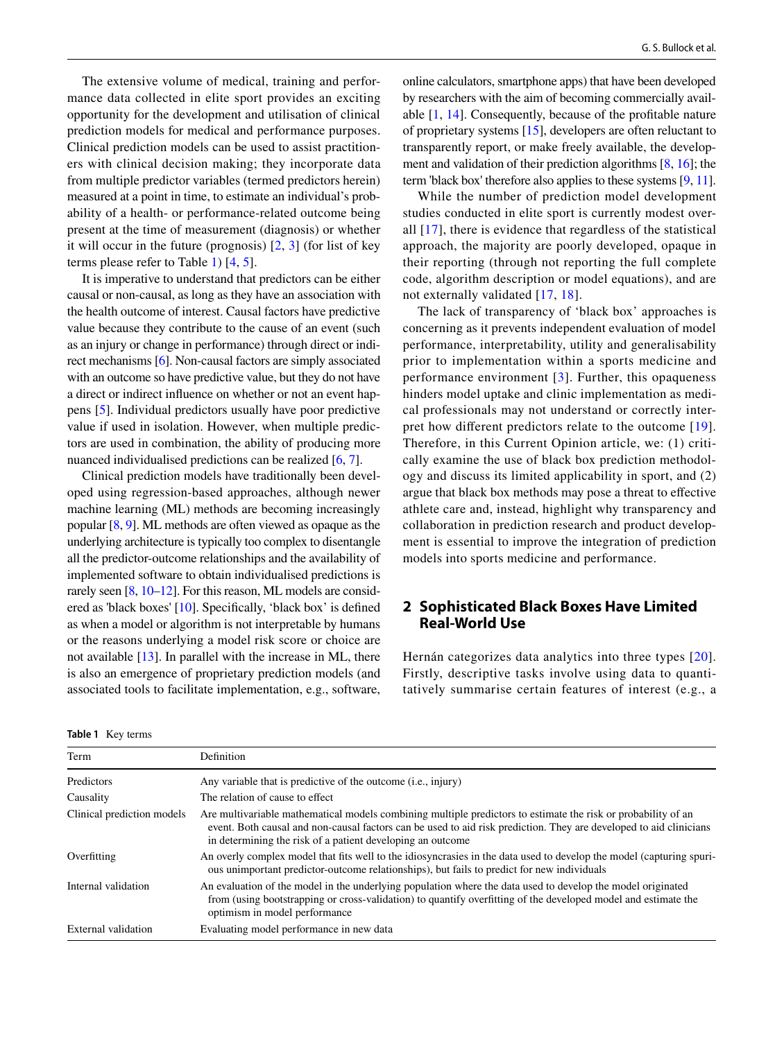The extensive volume of medical, training and performance data collected in elite sport provides an exciting opportunity for the development and utilisation of clinical prediction models for medical and performance purposes. Clinical prediction models can be used to assist practitioners with clinical decision making; they incorporate data from multiple predictor variables (termed predictors herein) measured at a point in time, to estimate an individual's probability of a health- or performance-related outcome being present at the time of measurement (diagnosis) or whether it will occur in the future (prognosis) [2, 3] (for list of key terms please refer to Table 1) [4, 5].

It is imperative to understand that predictors can be either causal or non-causal, as long as they have an association with the health outcome of interest. Causal factors have predictive value because they contribute to the cause of an event (such as an injury or change in performance) through direct or indirect mechanisms [6]. Non-causal factors are simply associated with an outcome so have predictive value, but they do not have a direct or indirect influence on whether or not an event happens [5]. Individual predictors usually have poor predictive value if used in isolation. However, when multiple predictors are used in combination, the ability of producing more nuanced individualised predictions can be realized [6, 7].

Clinical prediction models have traditionally been developed using regression-based approaches, although newer machine learning (ML) methods are becoming increasingly popular [8, 9]. ML methods are often viewed as opaque as the underlying architecture is typically too complex to disentangle all the predictor-outcome relationships and the availability of implemented software to obtain individualised predictions is rarely seen [8, 10–12]. For this reason, ML models are considered as 'black boxes' [10]. Specifically, 'black box' is defined as when a model or algorithm is not interpretable by humans or the reasons underlying a model risk score or choice are not available [13]. In parallel with the increase in ML, there is also an emergence of proprietary prediction models (and associated tools to facilitate implementation, e.g., software, online calculators, smartphone apps) that have been developed by researchers with the aim of becoming commercially available [1, 14]. Consequently, because of the profitable nature of proprietary systems [15], developers are often reluctant to transparently report, or make freely available, the development and validation of their prediction algorithms [8, 16]; the term 'black box' therefore also applies to these systems [9, 11].

While the number of prediction model development studies conducted in elite sport is currently modest overall [17], there is evidence that regardless of the statistical approach, the majority are poorly developed, opaque in their reporting (through not reporting the full complete code, algorithm description or model equations), and are not externally validated [17, 18].

The lack of transparency of 'black box' approaches is concerning as it prevents independent evaluation of model performance, interpretability, utility and generalisability prior to implementation within a sports medicine and performance environment [3]. Further, this opaqueness hinders model uptake and clinic implementation as medical professionals may not understand or correctly interpret how different predictors relate to the outcome [19]. Therefore, in this Current Opinion article, we: (1) critically examine the use of black box prediction methodology and discuss its limited applicability in sport, and (2) argue that black box methods may pose a threat to effective athlete care and, instead, highlight why transparency and collaboration in prediction research and product development is essential to improve the integration of prediction models into sports medicine and performance.

## 2 Sophisticated Black Boxes Have Limited Real-World Use

Hernán categorizes data analytics into three types [20]. Firstly, descriptive tasks involve using data to quantitatively summarise certain features of interest (e.g., a

**Table 1** Key terms

| Term | Definition |
|---|---|
| Predictors | Any variable that is predictive of the outcome (i.e., injury) |
| Causality | The relation of cause to effect |
| Clinical prediction models | Are multivariable mathematical models combining multiple predictors to estimate the risk or probability of an event. Both causal and non-causal factors can be used to aid risk prediction. They are developed to aid clinicians in determining the risk of a patient developing an outcome |
| Overfitting | An overly complex model that fits well to the idiosyncrasies in the data used to develop the model (capturing spurious unimportant predictor-outcome relationships), but fails to predict for new individuals |
| Internal validation | An evaluation of the model in the underlying population where the data used to develop the model originated from (using bootstrapping or cross-validation) to quantify overfitting of the developed model and estimate the optimism in model performance |
| External validation | Evaluating model performance in new data |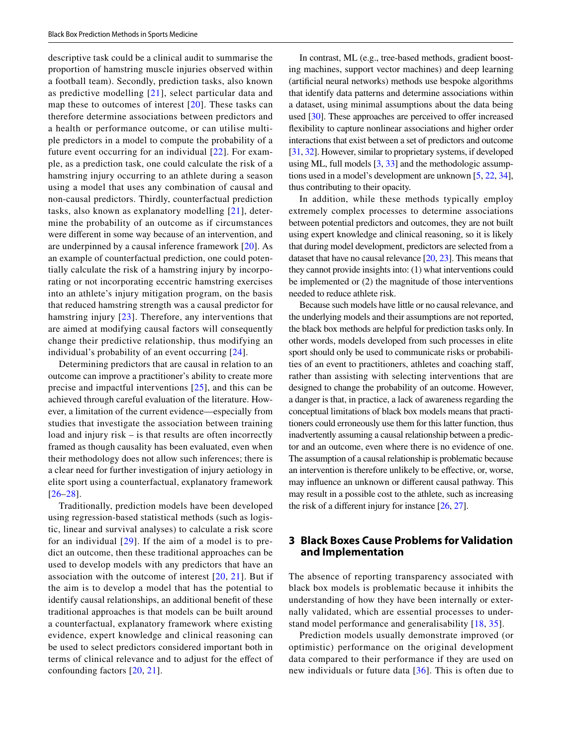descriptive task could be a clinical audit to summarise the proportion of hamstring muscle injuries observed within a football team). Secondly, prediction tasks, also known as predictive modelling [21], select particular data and map these to outcomes of interest [20]. These tasks can therefore determine associations between predictors and a health or performance outcome, or can utilise multiple predictors in a model to compute the probability of a future event occurring for an individual [22]. For example, as a prediction task, one could calculate the risk of a hamstring injury occurring to an athlete during a season using a model that uses any combination of causal and non-causal predictors. Thirdly, counterfactual prediction tasks, also known as explanatory modelling [21], determine the probability of an outcome as if circumstances were different in some way because of an intervention, and are underpinned by a causal inference framework [20]. As an example of counterfactual prediction, one could potentially calculate the risk of a hamstring injury by incorporating or not incorporating eccentric hamstring exercises into an athlete's injury mitigation program, on the basis that reduced hamstring strength was a causal predictor for hamstring injury [23]. Therefore, any interventions that are aimed at modifying causal factors will consequently change their predictive relationship, thus modifying an individual's probability of an event occurring [24].

Determining predictors that are causal in relation to an outcome can improve a practitioner's ability to create more precise and impactful interventions [25], and this can be achieved through careful evaluation of the literature. However, a limitation of the current evidence—especially from studies that investigate the association between training load and injury risk – is that results are often incorrectly framed as though causality has been evaluated, even when their methodology does not allow such inferences; there is a clear need for further investigation of injury aetiology in elite sport using a counterfactual, explanatory framework [26–28].

Traditionally, prediction models have been developed using regression-based statistical methods (such as logistic, linear and survival analyses) to calculate a risk score for an individual [29]. If the aim of a model is to predict an outcome, then these traditional approaches can be used to develop models with any predictors that have an association with the outcome of interest [20, 21]. But if the aim is to develop a model that has the potential to identify causal relationships, an additional benefit of these traditional approaches is that models can be built around a counterfactual, explanatory framework where existing evidence, expert knowledge and clinical reasoning can be used to select predictors considered important both in terms of clinical relevance and to adjust for the effect of confounding factors [20, 21].

In contrast, ML (e.g., tree-based methods, gradient boosting machines, support vector machines) and deep learning (artificial neural networks) methods use bespoke algorithms that identify data patterns and determine associations within a dataset, using minimal assumptions about the data being used [30]. These approaches are perceived to offer increased flexibility to capture nonlinear associations and higher order interactions that exist between a set of predictors and outcome [31, 32]. However, similar to proprietary systems, if developed using ML, full models [3, 33] and the methodologic assumptions used in a model's development are unknown [5, 22, 34], thus contributing to their opacity.

In addition, while these methods typically employ extremely complex processes to determine associations between potential predictors and outcomes, they are not built using expert knowledge and clinical reasoning, so it is likely that during model development, predictors are selected from a dataset that have no causal relevance [20, 23]. This means that they cannot provide insights into: (1) what interventions could be implemented or (2) the magnitude of those interventions needed to reduce athlete risk.

Because such models have little or no causal relevance, and the underlying models and their assumptions are not reported, the black box methods are helpful for prediction tasks only. In other words, models developed from such processes in elite sport should only be used to communicate risks or probabilities of an event to practitioners, athletes and coaching staff, rather than assisting with selecting interventions that are designed to change the probability of an outcome. However, a danger is that, in practice, a lack of awareness regarding the conceptual limitations of black box models means that practitioners could erroneously use them for this latter function, thus inadvertently assuming a causal relationship between a predictor and an outcome, even where there is no evidence of one. The assumption of a causal relationship is problematic because an intervention is therefore unlikely to be effective, or, worse, may influence an unknown or different causal pathway. This may result in a possible cost to the athlete, such as increasing the risk of a different injury for instance [26, 27].

## 3 Black Boxes Cause Problems for Validation and Implementation

The absence of reporting transparency associated with black box models is problematic because it inhibits the understanding of how they have been internally or externally validated, which are essential processes to understand model performance and generalisability [18, 35].

Prediction models usually demonstrate improved (or optimistic) performance on the original development data compared to their performance if they are used on new individuals or future data [36]. This is often due to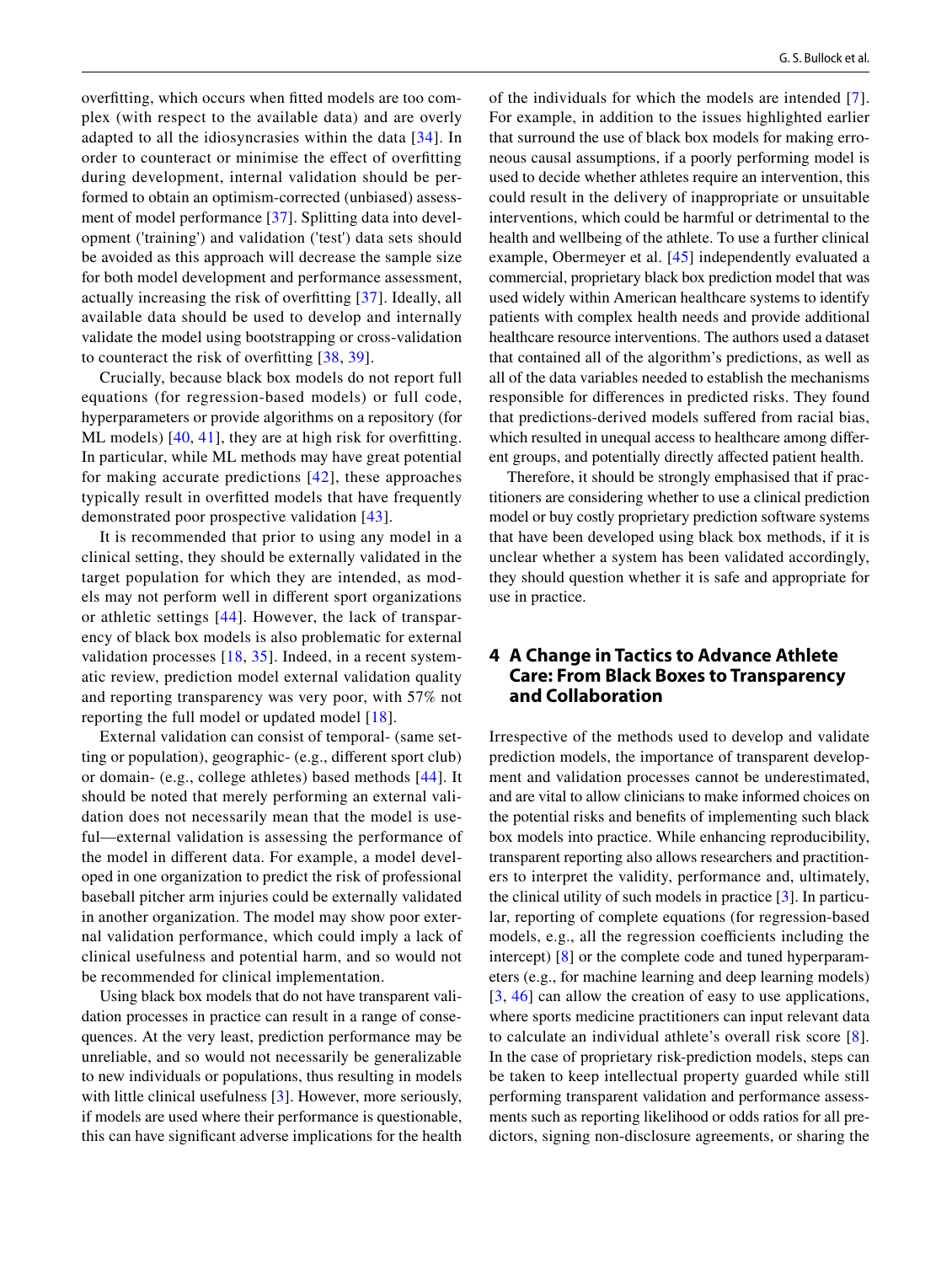overfitting, which occurs when fitted models are too complex (with respect to the available data) and are overly adapted to all the idiosyncrasies within the data [34]. In order to counteract or minimise the effect of overfitting during development, internal validation should be performed to obtain an optimism-corrected (unbiased) assessment of model performance [37]. Splitting data into development ('training') and validation ('test') data sets should be avoided as this approach will decrease the sample size for both model development and performance assessment, actually increasing the risk of overfitting [37]. Ideally, all available data should be used to develop and internally validate the model using bootstrapping or cross-validation to counteract the risk of overfitting [38, 39].

Crucially, because black box models do not report full equations (for regression-based models) or full code, hyperparameters or provide algorithms on a repository (for ML models) [40, 41], they are at high risk for overfitting. In particular, while ML methods may have great potential for making accurate predictions [42], these approaches typically result in overfitted models that have frequently demonstrated poor prospective validation [43].

It is recommended that prior to using any model in a clinical setting, they should be externally validated in the target population for which they are intended, as models may not perform well in different sport organizations or athletic settings [44]. However, the lack of transparency of black box models is also problematic for external validation processes [18, 35]. Indeed, in a recent systematic review, prediction model external validation quality and reporting transparency was very poor, with 57% not reporting the full model or updated model [18].

External validation can consist of temporal- (same setting or population), geographic- (e.g., different sport club) or domain- (e.g., college athletes) based methods [44]. It should be noted that merely performing an external validation does not necessarily mean that the model is useful—external validation is assessing the performance of the model in different data. For example, a model developed in one organization to predict the risk of professional baseball pitcher arm injuries could be externally validated in another organization. The model may show poor external validation performance, which could imply a lack of clinical usefulness and potential harm, and so would not be recommended for clinical implementation.

Using black box models that do not have transparent validation processes in practice can result in a range of consequences. At the very least, prediction performance may be unreliable, and so would not necessarily be generalizable to new individuals or populations, thus resulting in models with little clinical usefulness [3]. However, more seriously, if models are used where their performance is questionable, this can have significant adverse implications for the health of the individuals for which the models are intended [7]. For example, in addition to the issues highlighted earlier that surround the use of black box models for making erroneous causal assumptions, if a poorly performing model is used to decide whether athletes require an intervention, this could result in the delivery of inappropriate or unsuitable interventions, which could be harmful or detrimental to the health and wellbeing of the athlete. To use a further clinical example, Obermeyer et al. [45] independently evaluated a commercial, proprietary black box prediction model that was used widely within American healthcare systems to identify patients with complex health needs and provide additional healthcare resource interventions. The authors used a dataset that contained all of the algorithm's predictions, as well as all of the data variables needed to establish the mechanisms responsible for differences in predicted risks. They found that predictions-derived models suffered from racial bias, which resulted in unequal access to healthcare among different groups, and potentially directly affected patient health.

Therefore, it should be strongly emphasised that if practitioners are considering whether to use a clinical prediction model or buy costly proprietary prediction software systems that have been developed using black box methods, if it is unclear whether a system has been validated accordingly, they should question whether it is safe and appropriate for use in practice.

## 4 A Change in Tactics to Advance Athlete Care: From Black Boxes to Transparency and Collaboration

Irrespective of the methods used to develop and validate prediction models, the importance of transparent development and validation processes cannot be underestimated, and are vital to allow clinicians to make informed choices on the potential risks and benefits of implementing such black box models into practice. While enhancing reproducibility, transparent reporting also allows researchers and practitioners to interpret the validity, performance and, ultimately, the clinical utility of such models in practice [3]. In particular, reporting of complete equations (for regression-based models, e.g., all the regression coefficients including the intercept) [8] or the complete code and tuned hyperparameters (e.g., for machine learning and deep learning models) [3, 46] can allow the creation of easy to use applications, where sports medicine practitioners can input relevant data to calculate an individual athlete's overall risk score [8]. In the case of proprietary risk-prediction models, steps can be taken to keep intellectual property guarded while still performing transparent validation and performance assessments such as reporting likelihood or odds ratios for all predictors, signing non-disclosure agreements, or sharing the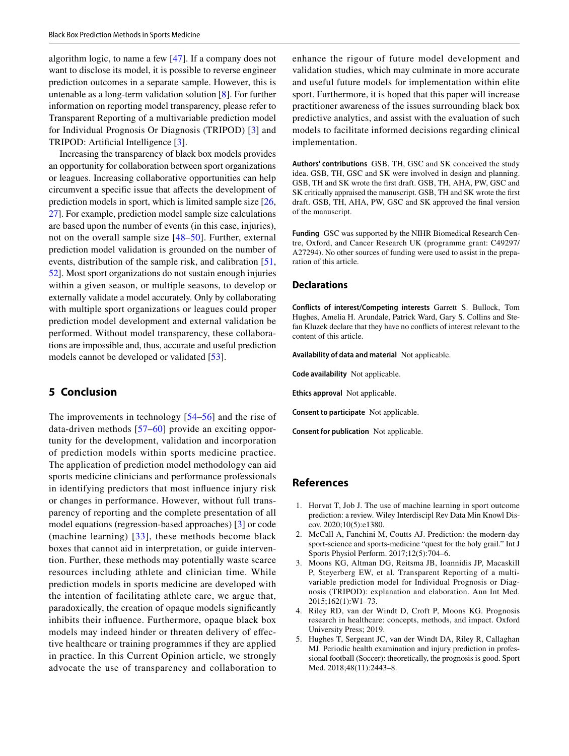algorithm logic, to name a few [47]. If a company does not want to disclose its model, it is possible to reverse engineer prediction outcomes in a separate sample. However, this is untenable as a long-term validation solution [8]. For further information on reporting model transparency, please refer to Transparent Reporting of a multivariable prediction model for Individual Prognosis Or Diagnosis (TRIPOD) [3] and TRIPOD: Artificial Intelligence [3].

Increasing the transparency of black box models provides an opportunity for collaboration between sport organizations or leagues. Increasing collaborative opportunities can help circumvent a specific issue that affects the development of prediction models in sport, which is limited sample size [26, 27]. For example, prediction model sample size calculations are based upon the number of events (in this case, injuries), not on the overall sample size [48–50]. Further, external prediction model validation is grounded on the number of events, distribution of the sample risk, and calibration [51, 52]. Most sport organizations do not sustain enough injuries within a given season, or multiple seasons, to develop or externally validate a model accurately. Only by collaborating with multiple sport organizations or leagues could proper prediction model development and external validation be performed. Without model transparency, these collaborations are impossible and, thus, accurate and useful prediction models cannot be developed or validated [53].

## 5 Conclusion

The improvements in technology [54–56] and the rise of data-driven methods [57–60] provide an exciting opportunity for the development, validation and incorporation of prediction models within sports medicine practice. The application of prediction model methodology can aid sports medicine clinicians and performance professionals in identifying predictors that most influence injury risk or changes in performance. However, without full transparency of reporting and the complete presentation of all model equations (regression-based approaches) [3] or code (machine learning) [33], these methods become black boxes that cannot aid in interpretation, or guide intervention. Further, these methods may potentially waste scarce resources including athlete and clinician time. While prediction models in sports medicine are developed with the intention of facilitating athlete care, we argue that, paradoxically, the creation of opaque models significantly inhibits their influence. Furthermore, opaque black box models may indeed hinder or threaten delivery of effective healthcare or training programmes if they are applied in practice. In this Current Opinion article, we strongly advocate the use of transparency and collaboration to enhance the rigour of future model development and validation studies, which may culminate in more accurate and useful future models for implementation within elite sport. Furthermore, it is hoped that this paper will increase practitioner awareness of the issues surrounding black box predictive analytics, and assist with the evaluation of such models to facilitate informed decisions regarding clinical implementation.

**Authors' contributions** GSB, TH, GSC and SK conceived the study idea. GSB, TH, GSC and SK were involved in design and planning. GSB, TH and SK wrote the first draft. GSB, TH, AHA, PW, GSC and SK critically appraised the manuscript. GSB, TH and SK wrote the first draft. GSB, TH, AHA, PW, GSC and SK approved the final version of the manuscript.

**Funding** GSC was supported by the NIHR Biomedical Research Centre, Oxford, and Cancer Research UK (programme grant: C49297/A27294). No other sources of funding were used to assist in the preparation of this article.

### Declarations

**Conflicts of interest/Competing interests** Garrett S. Bullock, Tom Hughes, Amelia H. Arundale, Patrick Ward, Gary S. Collins and Stefan Kluzek declare that they have no conflicts of interest relevant to the content of this article.

**Availability of data and material** Not applicable.

**Code availability** Not applicable.

**Ethics approval** Not applicable.

**Consent to participate** Not applicable.

**Consent for publication** Not applicable.

## References

1. Horvat T, Job J. The use of machine learning in sport outcome prediction: a review. Wiley Interdiscipl Rev Data Min Knowl Discov. 2020;10(5):e1380.
2. McCall A, Fanchini M, Coutts AJ. Prediction: the modern-day sport-science and sports-medicine "quest for the holy grail." Int J Sports Physiol Perform. 2017;12(5):704–6.
3. Moons KG, Altman DG, Reitsma JB, Ioannidis JP, Macaskill P, Steyerberg EW, et al. Transparent Reporting of a multivariable prediction model for Individual Prognosis or Diagnosis (TRIPOD): explanation and elaboration. Ann Int Med. 2015;162(1):W1–73.
4. Riley RD, van der Windt D, Croft P, Moons KG. Prognosis research in healthcare: concepts, methods, and impact. Oxford University Press; 2019.
5. Hughes T, Sergeant JC, van der Windt DA, Riley R, Callaghan MJ. Periodic health examination and injury prediction in professional football (Soccer): theoretically, the prognosis is good. Sport Med. 2018;48(11):2443–8.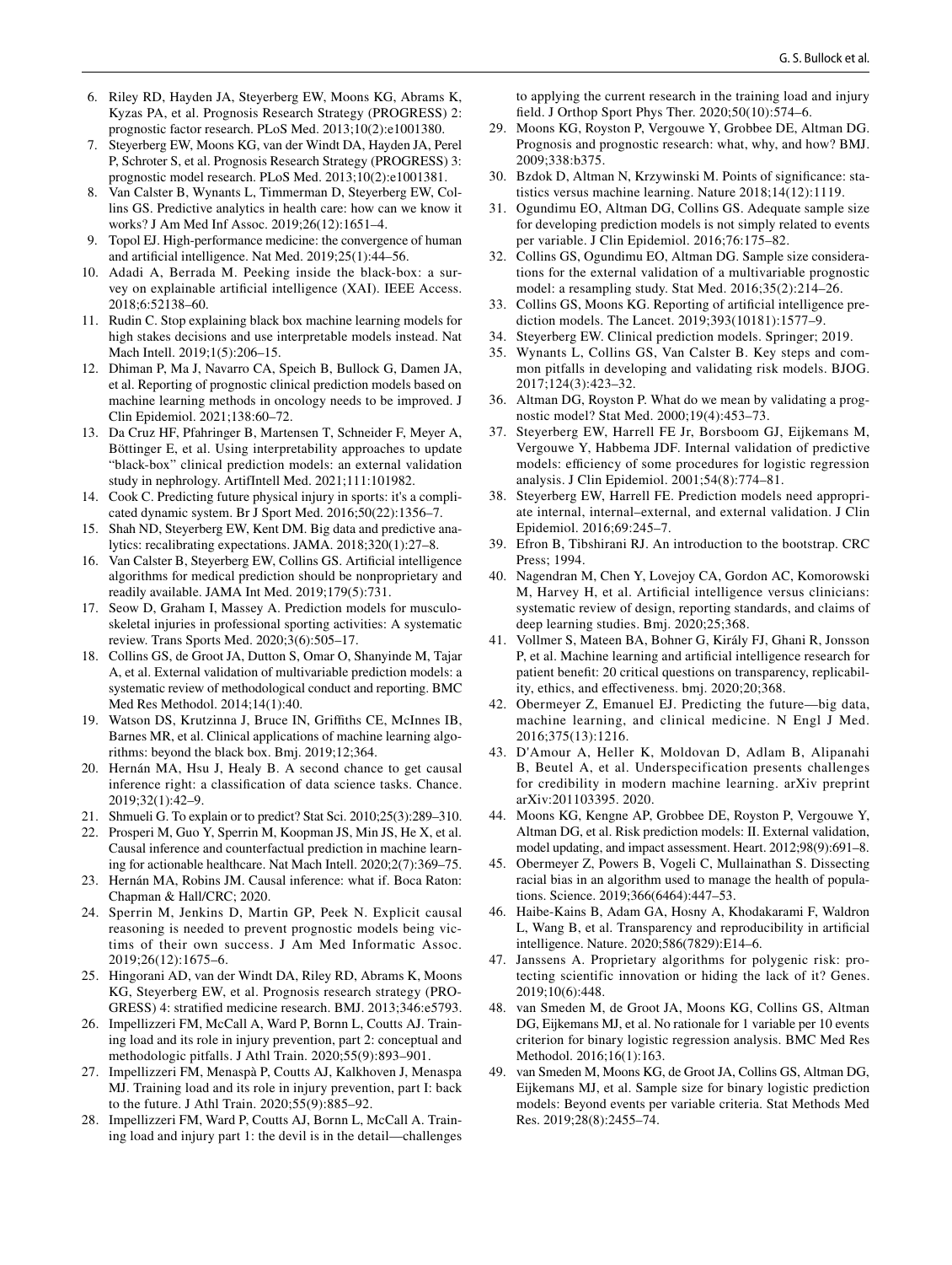6. Riley RD, Hayden JA, Steyerberg EW, Moons KG, Abrams K, Kyzas PA, et al. Prognosis Research Strategy (PROGRESS) 2: prognostic factor research. PLoS Med. 2013;10(2):e1001380.
7. Steyerberg EW, Moons KG, van der Windt DA, Hayden JA, Perel P, Schroter S, et al. Prognosis Research Strategy (PROGRESS) 3: prognostic model research. PLoS Med. 2013;10(2):e1001381.
8. Van Calster B, Wynants L, Timmerman D, Steyerberg EW, Collins GS. Predictive analytics in health care: how can we know it works? J Am Med Inf Assoc. 2019;26(12):1651–4.
9. Topol EJ. High-performance medicine: the convergence of human and artificial intelligence. Nat Med. 2019;25(1):44–56.
10. Adadi A, Berrada M. Peeking inside the black-box: a survey on explainable artificial intelligence (XAI). IEEE Access. 2018;6:52138–60.
11. Rudin C. Stop explaining black box machine learning models for high stakes decisions and use interpretable models instead. Nat Mach Intell. 2019;1(5):206–15.
12. Dhiman P, Ma J, Navarro CA, Speich B, Bullock G, Damen JA, et al. Reporting of prognostic clinical prediction models based on machine learning methods in oncology needs to be improved. J Clin Epidemiol. 2021;138:60–72.
13. Da Cruz HF, Pfahringer B, Martensen T, Schneider F, Meyer A, Böttinger E, et al. Using interpretability approaches to update "black-box" clinical prediction models: an external validation study in nephrology. ArtifIntell Med. 2021;111:101982.
14. Cook C. Predicting future physical injury in sports: it's a complicated dynamic system. Br J Sport Med. 2016;50(22):1356–7.
15. Shah ND, Steyerberg EW, Kent DM. Big data and predictive analytics: recalibrating expectations. JAMA. 2018;320(1):27–8.
16. Van Calster B, Steyerberg EW, Collins GS. Artificial intelligence algorithms for medical prediction should be nonproprietary and readily available. JAMA Int Med. 2019;179(5):731.
17. Seow D, Graham I, Massey A. Prediction models for musculoskeletal injuries in professional sporting activities: A systematic review. Trans Sports Med. 2020;3(6):505–17.
18. Collins GS, de Groot JA, Dutton S, Omar O, Shanyinde M, Tajar A, et al. External validation of multivariable prediction models: a systematic review of methodological conduct and reporting. BMC Med Res Methodol. 2014;14(1):40.
19. Watson DS, Krutzinna J, Bruce IN, Griffiths CE, McInnes IB, Barnes MR, et al. Clinical applications of machine learning algorithms: beyond the black box. Bmj. 2019;12;364.
20. Hernán MA, Hsu J, Healy B. A second chance to get causal inference right: a classification of data science tasks. Chance. 2019;32(1):42–9.
21. Shmueli G. To explain or to predict? Stat Sci. 2010;25(3):289–310.
22. Prosperi M, Guo Y, Sperrin M, Koopman JS, Min JS, He X, et al. Causal inference and counterfactual prediction in machine learning for actionable healthcare. Nat Mach Intell. 2020;2(7):369–75.
23. Hernán MA, Robins JM. Causal inference: what if. Boca Raton: Chapman & Hall/CRC; 2020.
24. Sperrin M, Jenkins D, Martin GP, Peek N. Explicit causal reasoning is needed to prevent prognostic models being victims of their own success. J Am Med Informatic Assoc. 2019;26(12):1675–6.
25. Hingorani AD, van der Windt DA, Riley RD, Abrams K, Moons KG, Steyerberg EW, et al. Prognosis research strategy (PROGRESS) 4: stratified medicine research. BMJ. 2013;346:e5793.
26. Impellizzeri FM, McCall A, Ward P, Bornn L, Coutts AJ. Training load and its role in injury prevention, part 2: conceptual and methodologic pitfalls. J Athl Train. 2020;55(9):893–901.
27. Impellizzeri FM, Menaspà P, Coutts AJ, Kalkhoven J, Menaspa MJ. Training load and its role in injury prevention, part I: back to the future. J Athl Train. 2020;55(9):885–92.
28. Impellizzeri FM, Ward P, Coutts AJ, Bornn L, McCall A. Training load and injury part 1: the devil is in the detail—challenges to applying the current research in the training load and injury field. J Orthop Sport Phys Ther. 2020;50(10):574–6.
29. Moons KG, Royston P, Vergouwe Y, Grobbee DE, Altman DG. Prognosis and prognostic research: what, why, and how? BMJ. 2009;338:b375.
30. Bzdok D, Altman N, Krzywinski M. Points of significance: statistics versus machine learning. Nature 2018;14(12):1119.
31. Ogundimu EO, Altman DG, Collins GS. Adequate sample size for developing prediction models is not simply related to events per variable. J Clin Epidemiol. 2016;76:175–82.
32. Collins GS, Ogundimu EO, Altman DG. Sample size considerations for the external validation of a multivariable prognostic model: a resampling study. Stat Med. 2016;35(2):214–26.
33. Collins GS, Moons KG. Reporting of artificial intelligence prediction models. The Lancet. 2019;393(10181):1577–9.
34. Steyerberg EW. Clinical prediction models. Springer; 2019.
35. Wynants L, Collins GS, Van Calster B. Key steps and common pitfalls in developing and validating risk models. BJOG. 2017;124(3):423–32.
36. Altman DG, Royston P. What do we mean by validating a prognostic model? Stat Med. 2000;19(4):453–73.
37. Steyerberg EW, Harrell FE Jr, Borsboom GJ, Eijkemans M, Vergouwe Y, Habbema JDF. Internal validation of predictive models: efficiency of some procedures for logistic regression analysis. J Clin Epidemiol. 2001;54(8):774–81.
38. Steyerberg EW, Harrell FE. Prediction models need appropriate internal, internal–external, and external validation. J Clin Epidemiol. 2016;69:245–7.
39. Efron B, Tibshirani RJ. An introduction to the bootstrap. CRC Press; 1994.
40. Nagendran M, Chen Y, Lovejoy CA, Gordon AC, Komorowski M, Harvey H, et al. Artificial intelligence versus clinicians: systematic review of design, reporting standards, and claims of deep learning studies. Bmj. 2020;25;368.
41. Vollmer S, Mateen BA, Bohner G, Király FJ, Ghani R, Jonsson P, et al. Machine learning and artificial intelligence research for patient benefit: 20 critical questions on transparency, replicability, ethics, and effectiveness. bmj. 2020;20;368.
42. Obermeyer Z, Emanuel EJ. Predicting the future—big data, machine learning, and clinical medicine. N Engl J Med. 2016;375(13):1216.
43. D'Amour A, Heller K, Moldovan D, Adlam B, Alipanahi B, Beutel A, et al. Underspecification presents challenges for credibility in modern machine learning. arXiv preprint arXiv:201103395. 2020.
44. Moons KG, Kengne AP, Grobbee DE, Royston P, Vergouwe Y, Altman DG, et al. Risk prediction models: II. External validation, model updating, and impact assessment. Heart. 2012;98(9):691–8.
45. Obermeyer Z, Powers B, Vogeli C, Mullainathan S. Dissecting racial bias in an algorithm used to manage the health of populations. Science. 2019;366(6464):447–53.
46. Haibe-Kains B, Adam GA, Hosny A, Khodakarami F, Waldron L, Wang B, et al. Transparency and reproducibility in artificial intelligence. Nature. 2020;586(7829):E14–6.
47. Janssens A. Proprietary algorithms for polygenic risk: protecting scientific innovation or hiding the lack of it? Genes. 2019;10(6):448.
48. van Smeden M, de Groot JA, Moons KG, Collins GS, Altman DG, Eijkemans MJ, et al. No rationale for 1 variable per 10 events criterion for binary logistic regression analysis. BMC Med Res Methodol. 2016;16(1):163.
49. van Smeden M, Moons KG, de Groot JA, Collins GS, Altman DG, Eijkemans MJ, et al. Sample size for binary logistic prediction models: Beyond events per variable criteria. Stat Methods Med Res. 2019;28(8):2455–74.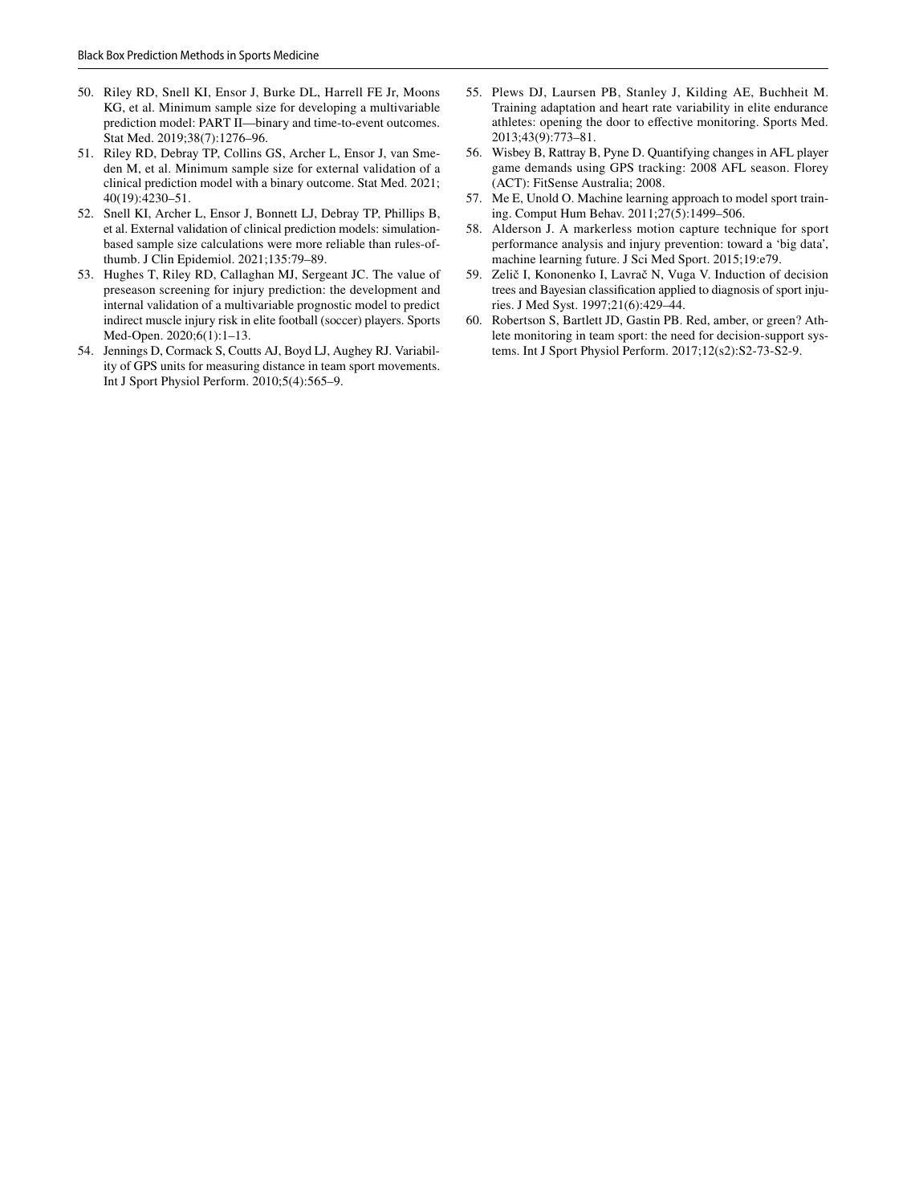50. Riley RD, Snell KI, Ensor J, Burke DL, Harrell FE Jr, Moons KG, et al. Minimum sample size for developing a multivariable prediction model: PART II—binary and time-to-event outcomes. Stat Med. 2019;38(7):1276–96.
51. Riley RD, Debray TP, Collins GS, Archer L, Ensor J, van Smeden M, et al. Minimum sample size for external validation of a clinical prediction model with a binary outcome. Stat Med. 2021; 40(19):4230–51.
52. Snell KI, Archer L, Ensor J, Bonnett LJ, Debray TP, Phillips B, et al. External validation of clinical prediction models: simulation-based sample size calculations were more reliable than rules-of-thumb. J Clin Epidemiol. 2021;135:79–89.
53. Hughes T, Riley RD, Callaghan MJ, Sergeant JC. The value of preseason screening for injury prediction: the development and internal validation of a multivariable prognostic model to predict indirect muscle injury risk in elite football (soccer) players. Sports Med-Open. 2020;6(1):1–13.
54. Jennings D, Cormack S, Coutts AJ, Boyd LJ, Aughey RJ. Variability of GPS units for measuring distance in team sport movements. Int J Sport Physiol Perform. 2010;5(4):565–9.
55. Plews DJ, Laursen PB, Stanley J, Kilding AE, Buchheit M. Training adaptation and heart rate variability in elite endurance athletes: opening the door to effective monitoring. Sports Med. 2013;43(9):773–81.
56. Wisbey B, Rattray B, Pyne D. Quantifying changes in AFL player game demands using GPS tracking: 2008 AFL season. Florey (ACT): FitSense Australia; 2008.
57. Me E, Unold O. Machine learning approach to model sport training. Comput Hum Behav. 2011;27(5):1499–506.
58. Alderson J. A markerless motion capture technique for sport performance analysis and injury prevention: toward a 'big data', machine learning future. J Sci Med Sport. 2015;19:e79.
59. Zelič I, Kononenko I, Lavrač N, Vuga V. Induction of decision trees and Bayesian classification applied to diagnosis of sport injuries. J Med Syst. 1997;21(6):429–44.
60. Robertson S, Bartlett JD, Gastin PB. Red, amber, or green? Athlete monitoring in team sport: the need for decision-support systems. Int J Sport Physiol Perform. 2017;12(s2):S2-73-S2-9.